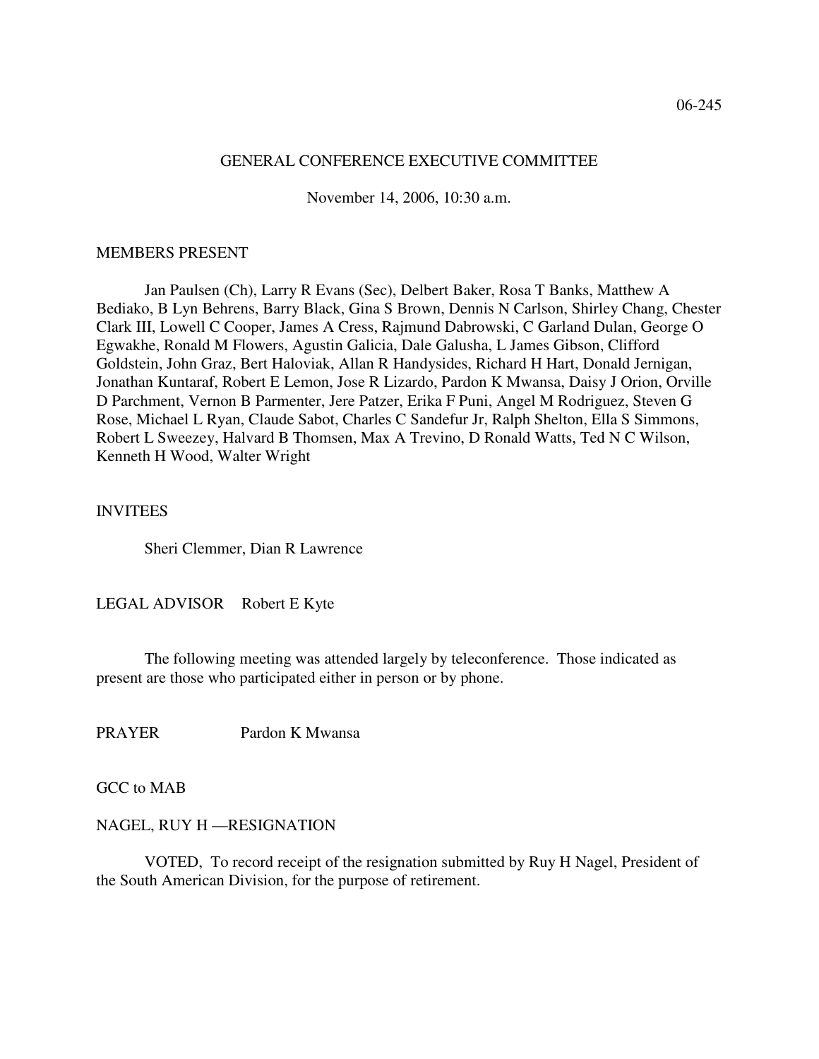06-245

GENERAL CONFERENCE EXECUTIVE COMMITTEE

November 14, 2006, 10:30 a.m.

MEMBERS PRESENT

Jan Paulsen (Ch), Larry R Evans (Sec), Delbert Baker, Rosa T Banks, Matthew A Bediako, B Lyn Behrens, Barry Black, Gina S Brown, Dennis N Carlson, Shirley Chang, Chester Clark III, Lowell C Cooper, James A Cress, Rajmund Dabrowski, C Garland Dulan, George O Egwakhe, Ronald M Flowers, Agustin Galicia, Dale Galusha, L James Gibson, Clifford Goldstein, John Graz, Bert Haloviak, Allan R Handysides, Richard H Hart, Donald Jernigan, Jonathan Kuntaraf, Robert E Lemon, Jose R Lizardo, Pardon K Mwansa, Daisy J Orion, Orville D Parchment, Vernon B Parmenter, Jere Patzer, Erika F Puni, Angel M Rodriguez, Steven G Rose, Michael L Ryan, Claude Sabot, Charles C Sandefur Jr, Ralph Shelton, Ella S Simmons, Robert L Sweezey, Halvard B Thomsen, Max A Trevino, D Ronald Watts, Ted N C Wilson, Kenneth H Wood, Walter Wright

INVITEES

Sheri Clemmer, Dian R Lawrence

LEGAL ADVISOR Robert E Kyte

The following meeting was attended largely by teleconference. Those indicated as present are those who participated either in person or by phone.

PRAYER Pardon K Mwansa

GCC to MAB

NAGEL, RUY H —RESIGNATION

VOTED, To record receipt of the resignation submitted by Ruy H Nagel, President of the South American Division, for the purpose of retirement.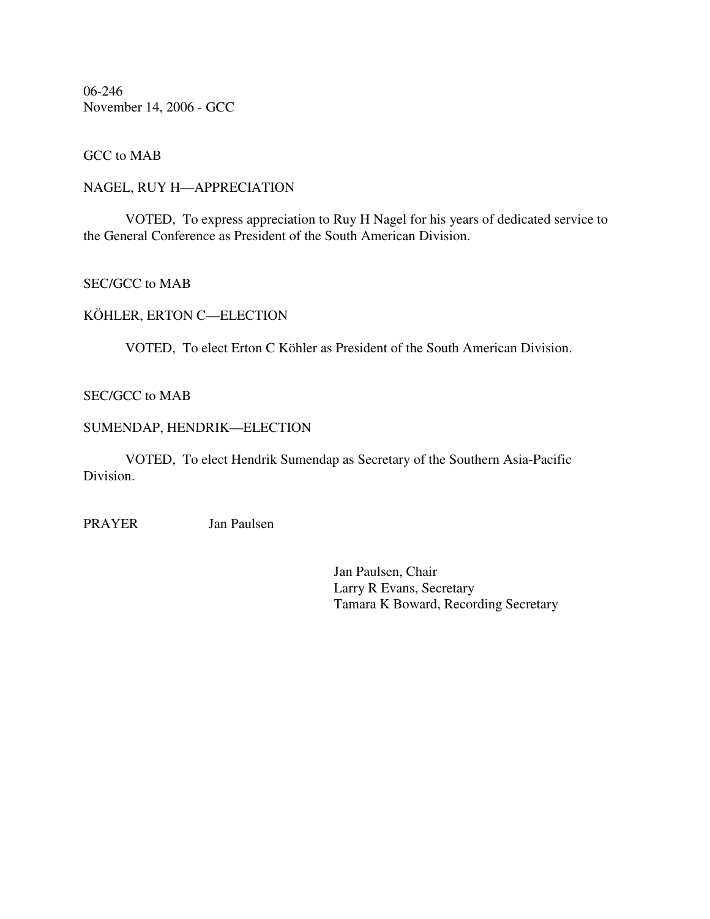06-246
November 14, 2006 - GCC

GCC to MAB

NAGEL, RUY H—APPRECIATION

VOTED, To express appreciation to Ruy H Nagel for his years of dedicated service to the General Conference as President of the South American Division.

SEC/GCC to MAB

KÖHLER, ERTON C—ELECTION

VOTED, To elect Erton C Köhler as President of the South American Division.

SEC/GCC to MAB

SUMENDAP, HENDRIK—ELECTION

VOTED, To elect Hendrik Sumendap as Secretary of the Southern Asia-Pacific Division.

PRAYER Jan Paulsen

Jan Paulsen, Chair
Larry R Evans, Secretary
Tamara K Boward, Recording Secretary